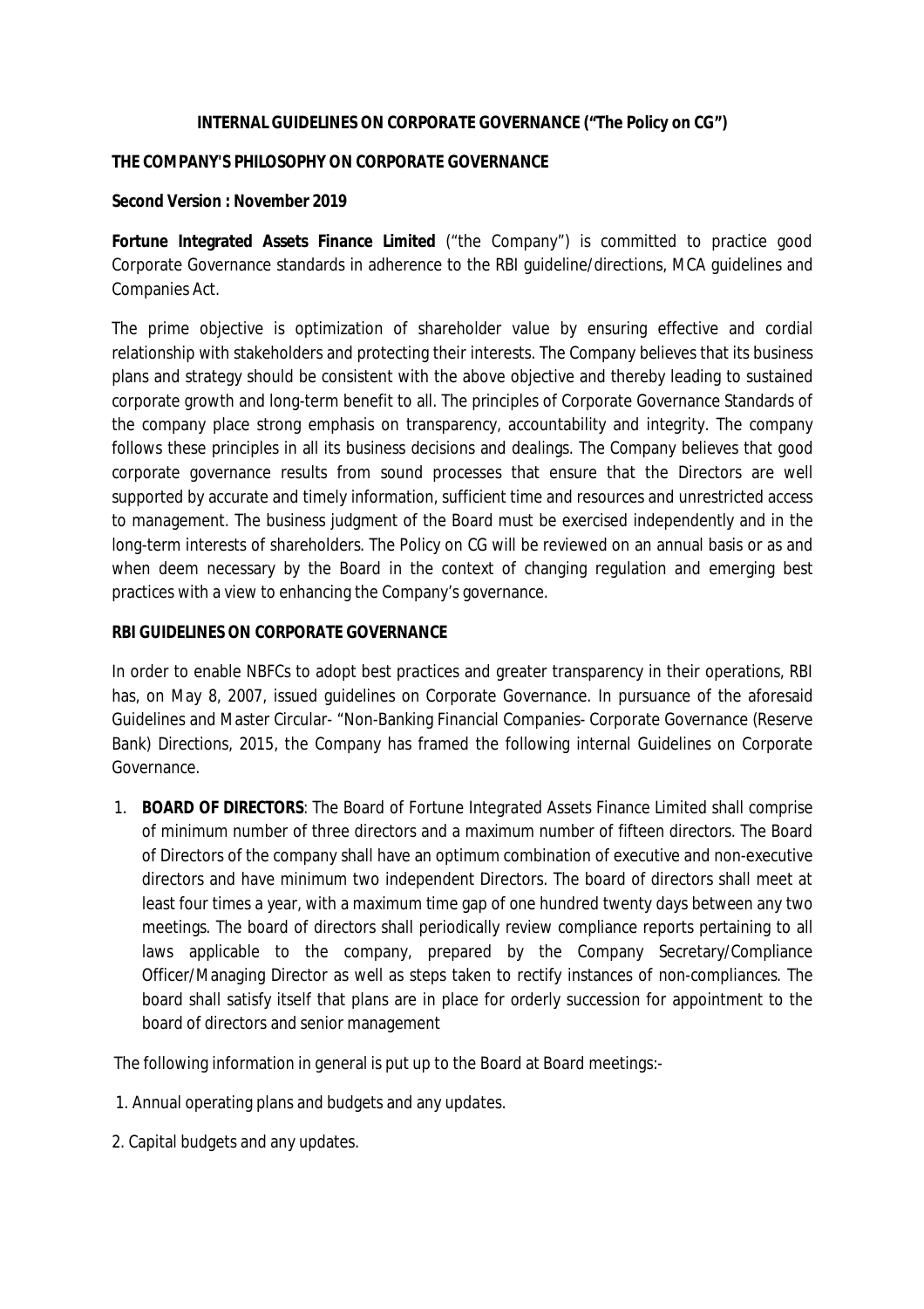# INTERNAL GUIDELINES ON CORPORATE GOVERNANCE ("The Policy on CG")

## THE COMPANY'S PHILOSOPHY ON CORPORATE GOVERNANCE

**Second Version : November 2019**

**Fortune Integrated Assets Finance Limited** ("the Company") is committed to practice good Corporate Governance standards in adherence to the RBI guideline/directions, MCA guidelines and Companies Act.

The prime objective is optimization of shareholder value by ensuring effective and cordial relationship with stakeholders and protecting their interests. The Company believes that its business plans and strategy should be consistent with the above objective and thereby leading to sustained corporate growth and long-term benefit to all. The principles of Corporate Governance Standards of the company place strong emphasis on transparency, accountability and integrity. The company follows these principles in all its business decisions and dealings. The Company believes that good corporate governance results from sound processes that ensure that the Directors are well supported by accurate and timely information, sufficient time and resources and unrestricted access to management. The business judgment of the Board must be exercised independently and in the long-term interests of shareholders. The Policy on CG will be reviewed on an annual basis or as and when deem necessary by the Board in the context of changing regulation and emerging best practices with a view to enhancing the Company's governance.

## RBI GUIDELINES ON CORPORATE GOVERNANCE

In order to enable NBFCs to adopt best practices and greater transparency in their operations, RBI has, on May 8, 2007, issued guidelines on Corporate Governance. In pursuance of the aforesaid Guidelines and Master Circular- "Non-Banking Financial Companies- Corporate Governance (Reserve Bank) Directions, 2015, the Company has framed the following internal Guidelines on Corporate Governance.

1. **BOARD OF DIRECTORS**: The Board of Fortune Integrated Assets Finance Limited shall comprise of minimum number of three directors and a maximum number of fifteen directors. The Board of Directors of the company shall have an optimum combination of executive and non-executive directors and have minimum two independent Directors. The board of directors shall meet at least four times a year, with a maximum time gap of one hundred twenty days between any two meetings. The board of directors shall periodically review compliance reports pertaining to all laws applicable to the company, prepared by the Company Secretary/Compliance Officer/Managing Director as well as steps taken to rectify instances of non-compliances. The board shall satisfy itself that plans are in place for orderly succession for appointment to the board of directors and senior management

The following information in general is put up to the Board at Board meetings:-

1. Annual operating plans and budgets and any updates.
2. Capital budgets and any updates.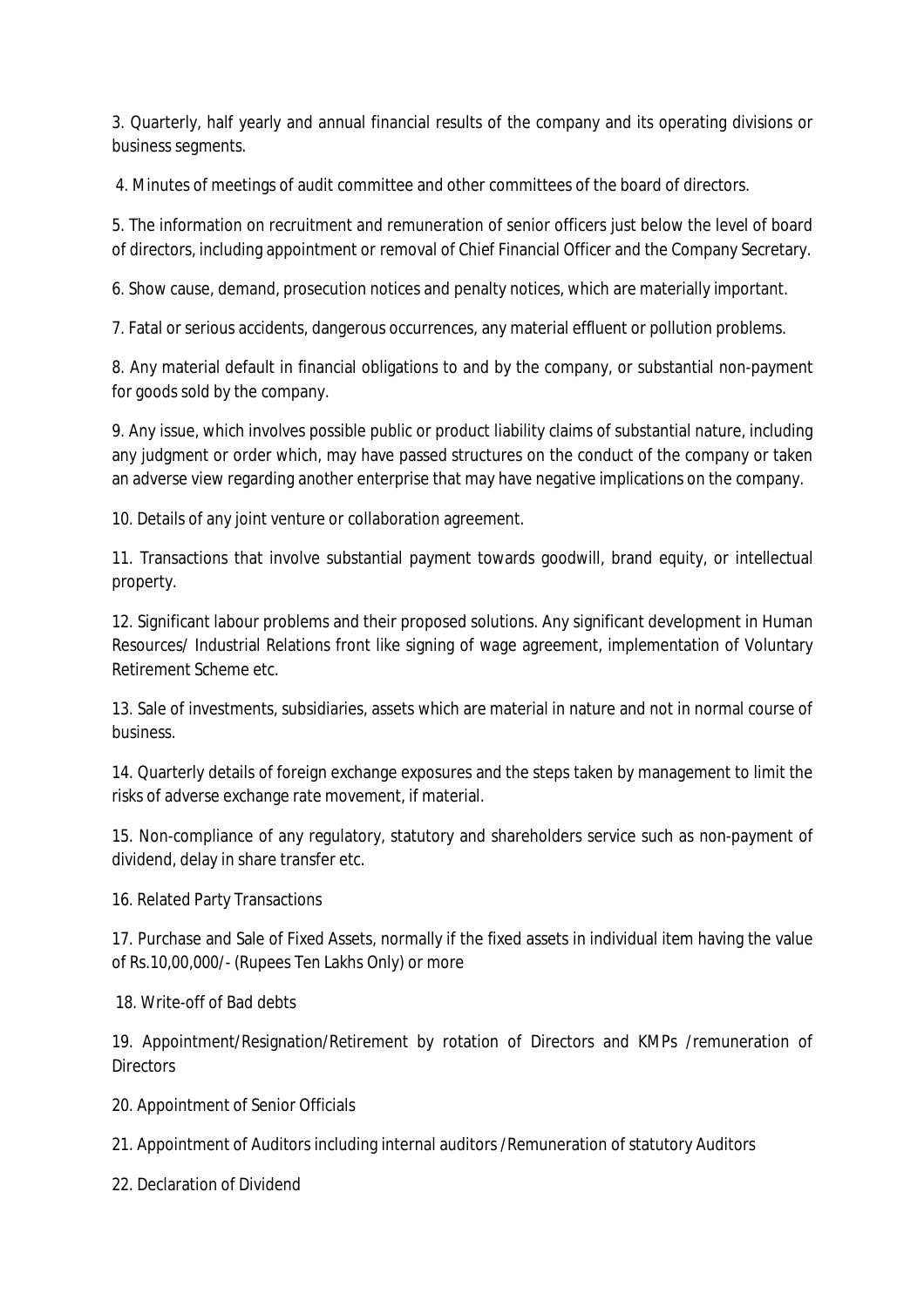3. Quarterly, half yearly and annual financial results of the company and its operating divisions or business segments.

4. Minutes of meetings of audit committee and other committees of the board of directors.

5. The information on recruitment and remuneration of senior officers just below the level of board of directors, including appointment or removal of Chief Financial Officer and the Company Secretary.

6. Show cause, demand, prosecution notices and penalty notices, which are materially important.

7. Fatal or serious accidents, dangerous occurrences, any material effluent or pollution problems.

8. Any material default in financial obligations to and by the company, or substantial non-payment for goods sold by the company.

9. Any issue, which involves possible public or product liability claims of substantial nature, including any judgment or order which, may have passed structures on the conduct of the company or taken an adverse view regarding another enterprise that may have negative implications on the company.

10. Details of any joint venture or collaboration agreement.

11. Transactions that involve substantial payment towards goodwill, brand equity, or intellectual property.

12. Significant labour problems and their proposed solutions. Any significant development in Human Resources/ Industrial Relations front like signing of wage agreement, implementation of Voluntary Retirement Scheme etc.

13. Sale of investments, subsidiaries, assets which are material in nature and not in normal course of business.

14. Quarterly details of foreign exchange exposures and the steps taken by management to limit the risks of adverse exchange rate movement, if material.

15. Non-compliance of any regulatory, statutory and shareholders service such as non-payment of dividend, delay in share transfer etc.

16. Related Party Transactions

17. Purchase and Sale of Fixed Assets, normally if the fixed assets in individual item having the value of Rs.10,00,000/- (Rupees Ten Lakhs Only) or more

18. Write-off of Bad debts

19. Appointment/Resignation/Retirement by rotation of Directors and KMPs /remuneration of Directors

20. Appointment of Senior Officials

21. Appointment of Auditors including internal auditors /Remuneration of statutory Auditors

22. Declaration of Dividend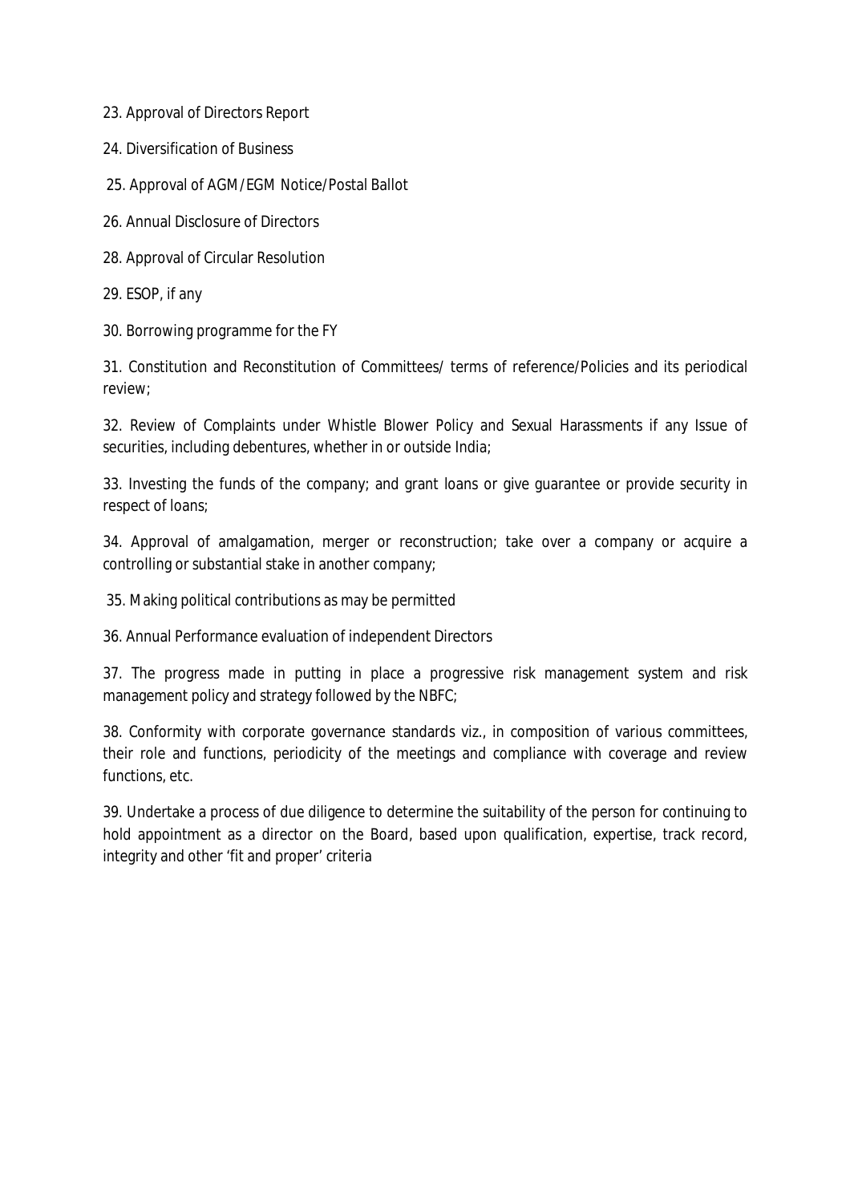23. Approval of Directors Report

24. Diversification of Business

25. Approval of AGM/EGM Notice/Postal Ballot

26. Annual Disclosure of Directors

28. Approval of Circular Resolution

29. ESOP, if any

30. Borrowing programme for the FY

31. Constitution and Reconstitution of Committees/ terms of reference/Policies and its periodical review;

32. Review of Complaints under Whistle Blower Policy and Sexual Harassments if any Issue of securities, including debentures, whether in or outside India;

33. Investing the funds of the company; and grant loans or give guarantee or provide security in respect of loans;

34. Approval of amalgamation, merger or reconstruction; take over a company or acquire a controlling or substantial stake in another company;

35. Making political contributions as may be permitted

36. Annual Performance evaluation of independent Directors

37. The progress made in putting in place a progressive risk management system and risk management policy and strategy followed by the NBFC;

38. Conformity with corporate governance standards viz., in composition of various committees, their role and functions, periodicity of the meetings and compliance with coverage and review functions, etc.

39. Undertake a process of due diligence to determine the suitability of the person for continuing to hold appointment as a director on the Board, based upon qualification, expertise, track record, integrity and other 'fit and proper' criteria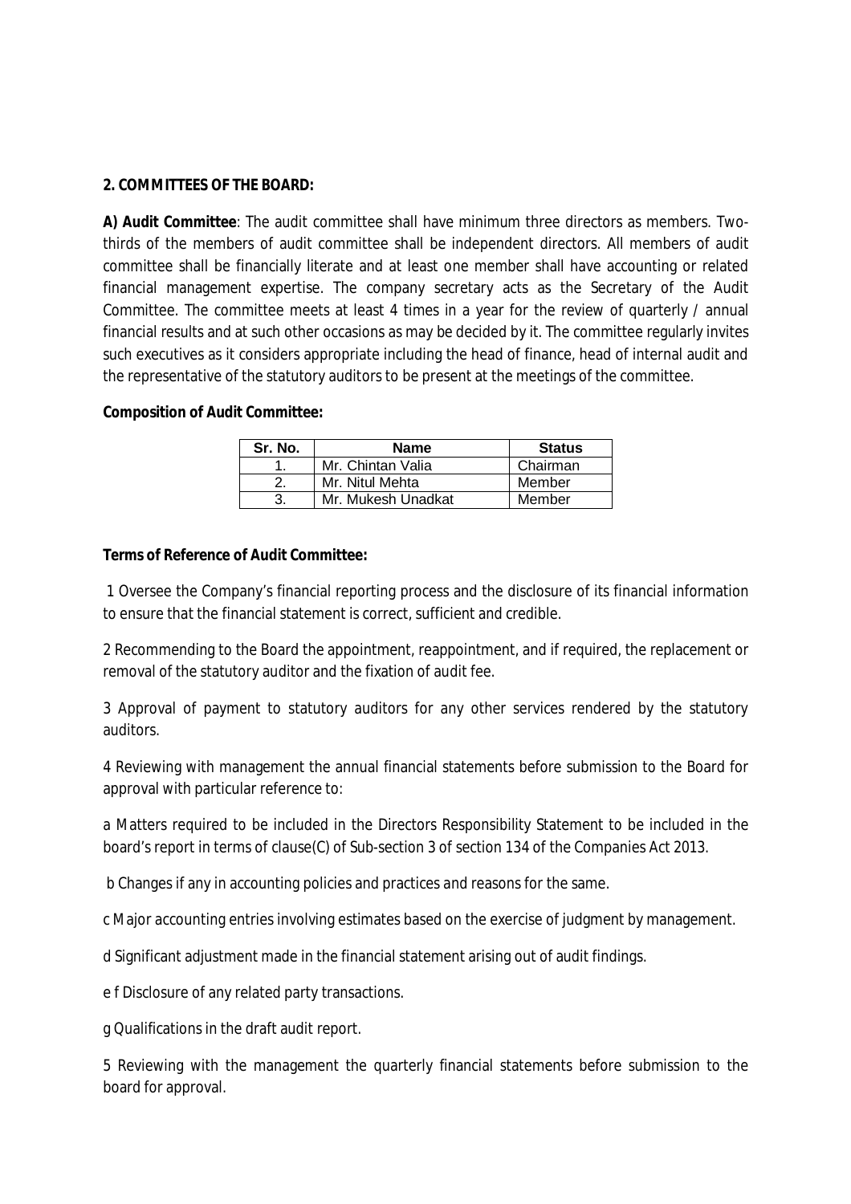**2. COMMITTEES OF THE BOARD:**

**A) Audit Committee**: The audit committee shall have minimum three directors as members. Two-thirds of the members of audit committee shall be independent directors. All members of audit committee shall be financially literate and at least one member shall have accounting or related financial management expertise. The company secretary acts as the Secretary of the Audit Committee. The committee meets at least 4 times in a year for the review of quarterly / annual financial results and at such other occasions as may be decided by it. The committee regularly invites such executives as it considers appropriate including the head of finance, head of internal audit and the representative of the statutory auditors to be present at the meetings of the committee.

**Composition of Audit Committee:**

| Sr. No. | Name | Status |
|---|---|---|
| 1. | Mr. Chintan Valia | Chairman |
| 2. | Mr. Nitul Mehta | Member |
| 3. | Mr. Mukesh Unadkat | Member |

**Terms of Reference of Audit Committee:**

1 Oversee the Company's financial reporting process and the disclosure of its financial information to ensure that the financial statement is correct, sufficient and credible.

2 Recommending to the Board the appointment, reappointment, and if required, the replacement or removal of the statutory auditor and the fixation of audit fee.

3 Approval of payment to statutory auditors for any other services rendered by the statutory auditors.

4 Reviewing with management the annual financial statements before submission to the Board for approval with particular reference to:

a Matters required to be included in the Directors Responsibility Statement to be included in the board's report in terms of clause(C) of Sub-section 3 of section 134 of the Companies Act 2013.

b Changes if any in accounting policies and practices and reasons for the same.

c Major accounting entries involving estimates based on the exercise of judgment by management.

d Significant adjustment made in the financial statement arising out of audit findings.

e f Disclosure of any related party transactions.

g Qualifications in the draft audit report.

5 Reviewing with the management the quarterly financial statements before submission to the board for approval.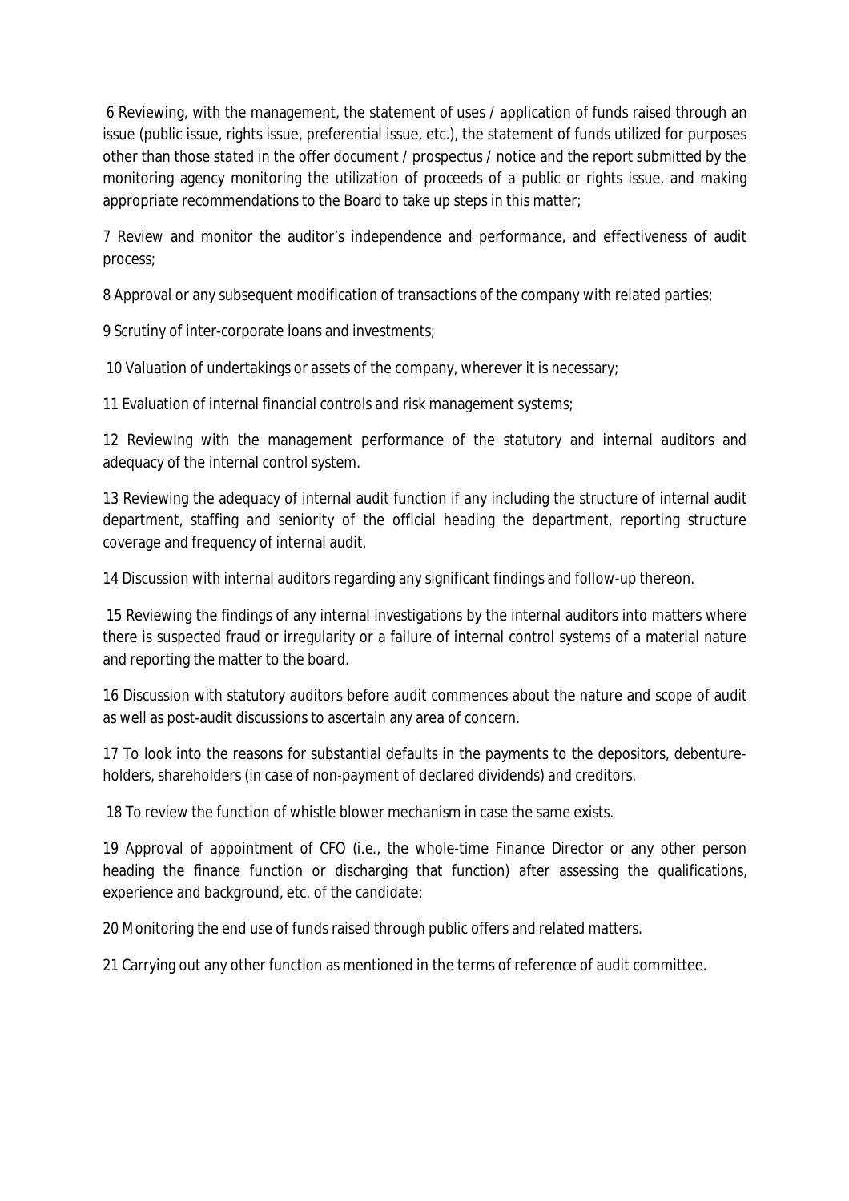6 Reviewing, with the management, the statement of uses / application of funds raised through an issue (public issue, rights issue, preferential issue, etc.), the statement of funds utilized for purposes other than those stated in the offer document / prospectus / notice and the report submitted by the monitoring agency monitoring the utilization of proceeds of a public or rights issue, and making appropriate recommendations to the Board to take up steps in this matter;

7 Review and monitor the auditor's independence and performance, and effectiveness of audit process;

8 Approval or any subsequent modification of transactions of the company with related parties;

9 Scrutiny of inter-corporate loans and investments;

10 Valuation of undertakings or assets of the company, wherever it is necessary;

11 Evaluation of internal financial controls and risk management systems;

12 Reviewing with the management performance of the statutory and internal auditors and adequacy of the internal control system.

13 Reviewing the adequacy of internal audit function if any including the structure of internal audit department, staffing and seniority of the official heading the department, reporting structure coverage and frequency of internal audit.

14 Discussion with internal auditors regarding any significant findings and follow-up thereon.

15 Reviewing the findings of any internal investigations by the internal auditors into matters where there is suspected fraud or irregularity or a failure of internal control systems of a material nature and reporting the matter to the board.

16 Discussion with statutory auditors before audit commences about the nature and scope of audit as well as post-audit discussions to ascertain any area of concern.

17 To look into the reasons for substantial defaults in the payments to the depositors, debenture-holders, shareholders (in case of non-payment of declared dividends) and creditors.

18 To review the function of whistle blower mechanism in case the same exists.

19 Approval of appointment of CFO (i.e., the whole-time Finance Director or any other person heading the finance function or discharging that function) after assessing the qualifications, experience and background, etc. of the candidate;

20 Monitoring the end use of funds raised through public offers and related matters.

21 Carrying out any other function as mentioned in the terms of reference of audit committee.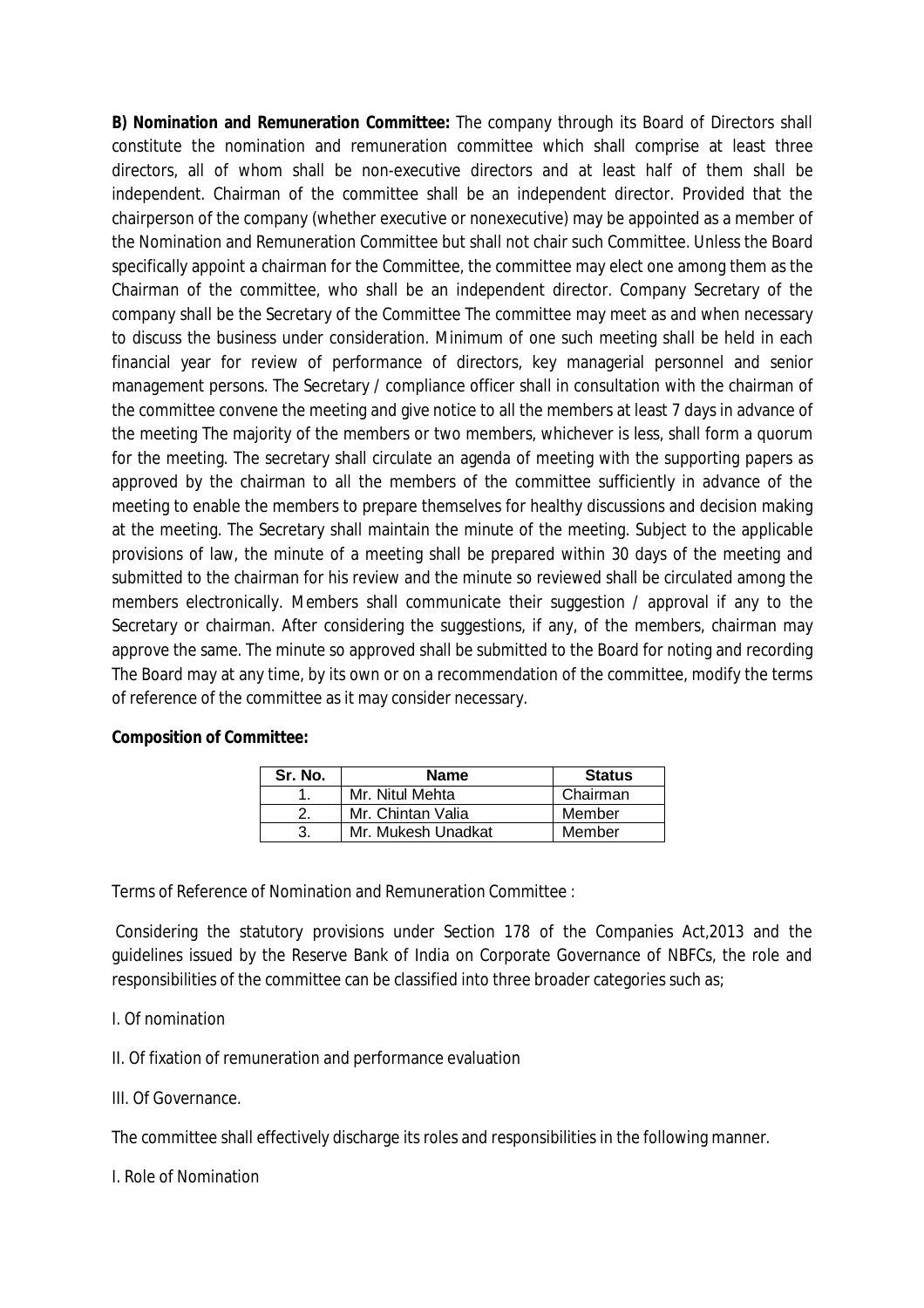**B) Nomination and Remuneration Committee:** The company through its Board of Directors shall constitute the nomination and remuneration committee which shall comprise at least three directors, all of whom shall be non-executive directors and at least half of them shall be independent. Chairman of the committee shall be an independent director. Provided that the chairperson of the company (whether executive or nonexecutive) may be appointed as a member of the Nomination and Remuneration Committee but shall not chair such Committee. Unless the Board specifically appoint a chairman for the Committee, the committee may elect one among them as the Chairman of the committee, who shall be an independent director. Company Secretary of the company shall be the Secretary of the Committee The committee may meet as and when necessary to discuss the business under consideration. Minimum of one such meeting shall be held in each financial year for review of performance of directors, key managerial personnel and senior management persons. The Secretary / compliance officer shall in consultation with the chairman of the committee convene the meeting and give notice to all the members at least 7 days in advance of the meeting The majority of the members or two members, whichever is less, shall form a quorum for the meeting. The secretary shall circulate an agenda of meeting with the supporting papers as approved by the chairman to all the members of the committee sufficiently in advance of the meeting to enable the members to prepare themselves for healthy discussions and decision making at the meeting. The Secretary shall maintain the minute of the meeting. Subject to the applicable provisions of law, the minute of a meeting shall be prepared within 30 days of the meeting and submitted to the chairman for his review and the minute so reviewed shall be circulated among the members electronically. Members shall communicate their suggestion / approval if any to the Secretary or chairman. After considering the suggestions, if any, of the members, chairman may approve the same. The minute so approved shall be submitted to the Board for noting and recording The Board may at any time, by its own or on a recommendation of the committee, modify the terms of reference of the committee as it may consider necessary.

**Composition of Committee:**

| Sr. No. | Name | Status |
|---|---|---|
| 1. | Mr. Nitul Mehta | Chairman |
| 2. | Mr. Chintan Valia | Member |
| 3. | Mr. Mukesh Unadkat | Member |

Terms of Reference of Nomination and Remuneration Committee :

Considering the statutory provisions under Section 178 of the Companies Act,2013 and the guidelines issued by the Reserve Bank of India on Corporate Governance of NBFCs, the role and responsibilities of the committee can be classified into three broader categories such as;

I. Of nomination

II. Of fixation of remuneration and performance evaluation

III. Of Governance.

The committee shall effectively discharge its roles and responsibilities in the following manner.

I. Role of Nomination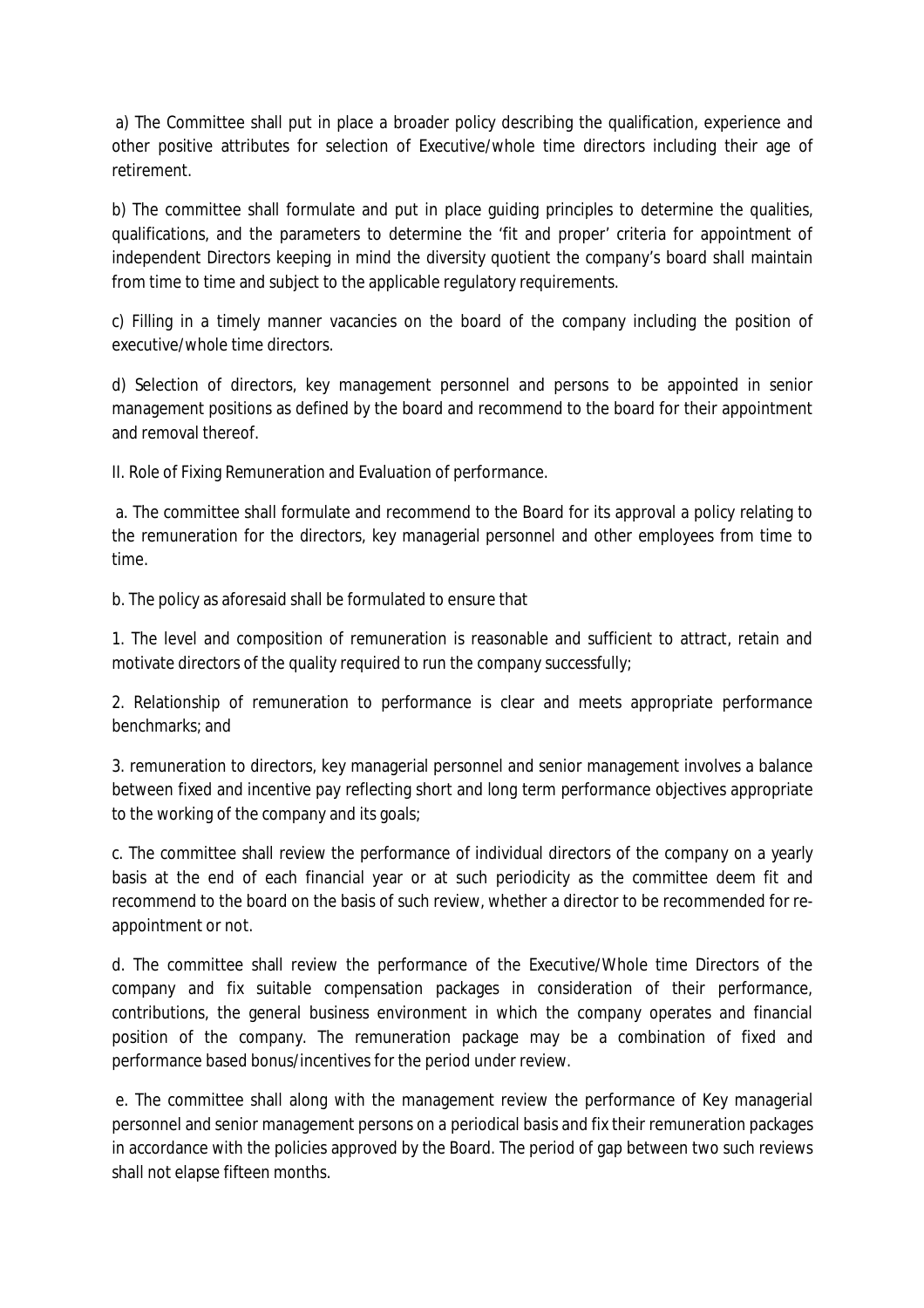a) The Committee shall put in place a broader policy describing the qualification, experience and other positive attributes for selection of Executive/whole time directors including their age of retirement.

b) The committee shall formulate and put in place guiding principles to determine the qualities, qualifications, and the parameters to determine the 'fit and proper' criteria for appointment of independent Directors keeping in mind the diversity quotient the company's board shall maintain from time to time and subject to the applicable regulatory requirements.

c) Filling in a timely manner vacancies on the board of the company including the position of executive/whole time directors.

d) Selection of directors, key management personnel and persons to be appointed in senior management positions as defined by the board and recommend to the board for their appointment and removal thereof.

II. Role of Fixing Remuneration and Evaluation of performance.

a. The committee shall formulate and recommend to the Board for its approval a policy relating to the remuneration for the directors, key managerial personnel and other employees from time to time.

b. The policy as aforesaid shall be formulated to ensure that

1. The level and composition of remuneration is reasonable and sufficient to attract, retain and motivate directors of the quality required to run the company successfully;

2. Relationship of remuneration to performance is clear and meets appropriate performance benchmarks; and

3. remuneration to directors, key managerial personnel and senior management involves a balance between fixed and incentive pay reflecting short and long term performance objectives appropriate to the working of the company and its goals;

c. The committee shall review the performance of individual directors of the company on a yearly basis at the end of each financial year or at such periodicity as the committee deem fit and recommend to the board on the basis of such review, whether a director to be recommended for re-appointment or not.

d. The committee shall review the performance of the Executive/Whole time Directors of the company and fix suitable compensation packages in consideration of their performance, contributions, the general business environment in which the company operates and financial position of the company. The remuneration package may be a combination of fixed and performance based bonus/incentives for the period under review.

e. The committee shall along with the management review the performance of Key managerial personnel and senior management persons on a periodical basis and fix their remuneration packages in accordance with the policies approved by the Board. The period of gap between two such reviews shall not elapse fifteen months.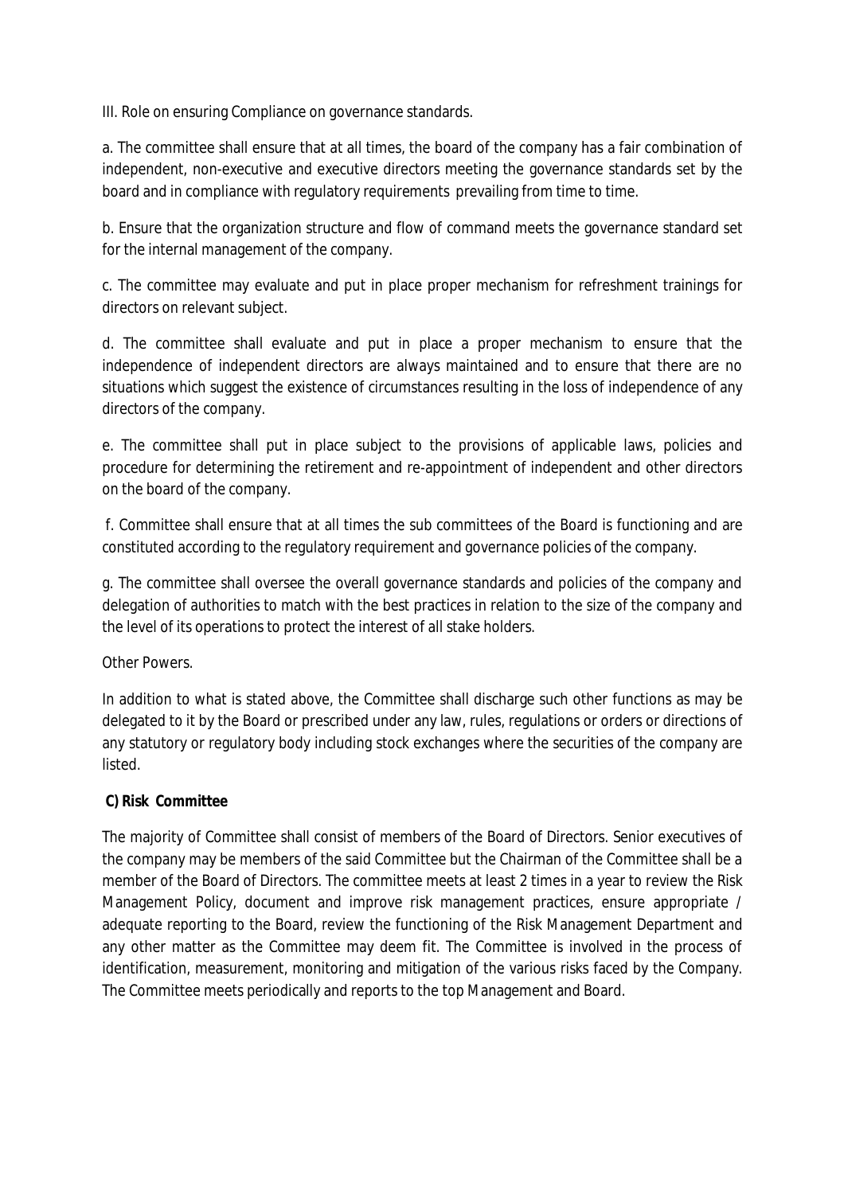III. Role on ensuring Compliance on governance standards.

a. The committee shall ensure that at all times, the board of the company has a fair combination of independent, non-executive and executive directors meeting the governance standards set by the board and in compliance with regulatory requirements prevailing from time to time.

b. Ensure that the organization structure and flow of command meets the governance standard set for the internal management of the company.

c. The committee may evaluate and put in place proper mechanism for refreshment trainings for directors on relevant subject.

d. The committee shall evaluate and put in place a proper mechanism to ensure that the independence of independent directors are always maintained and to ensure that there are no situations which suggest the existence of circumstances resulting in the loss of independence of any directors of the company.

e. The committee shall put in place subject to the provisions of applicable laws, policies and procedure for determining the retirement and re-appointment of independent and other directors on the board of the company.

f. Committee shall ensure that at all times the sub committees of the Board is functioning and are constituted according to the regulatory requirement and governance policies of the company.

g. The committee shall oversee the overall governance standards and policies of the company and delegation of authorities to match with the best practices in relation to the size of the company and the level of its operations to protect the interest of all stake holders.

Other Powers.

In addition to what is stated above, the Committee shall discharge such other functions as may be delegated to it by the Board or prescribed under any law, rules, regulations or orders or directions of any statutory or regulatory body including stock exchanges where the securities of the company are listed.

**C) Risk Committee**

The majority of Committee shall consist of members of the Board of Directors. Senior executives of the company may be members of the said Committee but the Chairman of the Committee shall be a member of the Board of Directors. The committee meets at least 2 times in a year to review the Risk Management Policy, document and improve risk management practices, ensure appropriate / adequate reporting to the Board, review the functioning of the Risk Management Department and any other matter as the Committee may deem fit. The Committee is involved in the process of identification, measurement, monitoring and mitigation of the various risks faced by the Company. The Committee meets periodically and reports to the top Management and Board.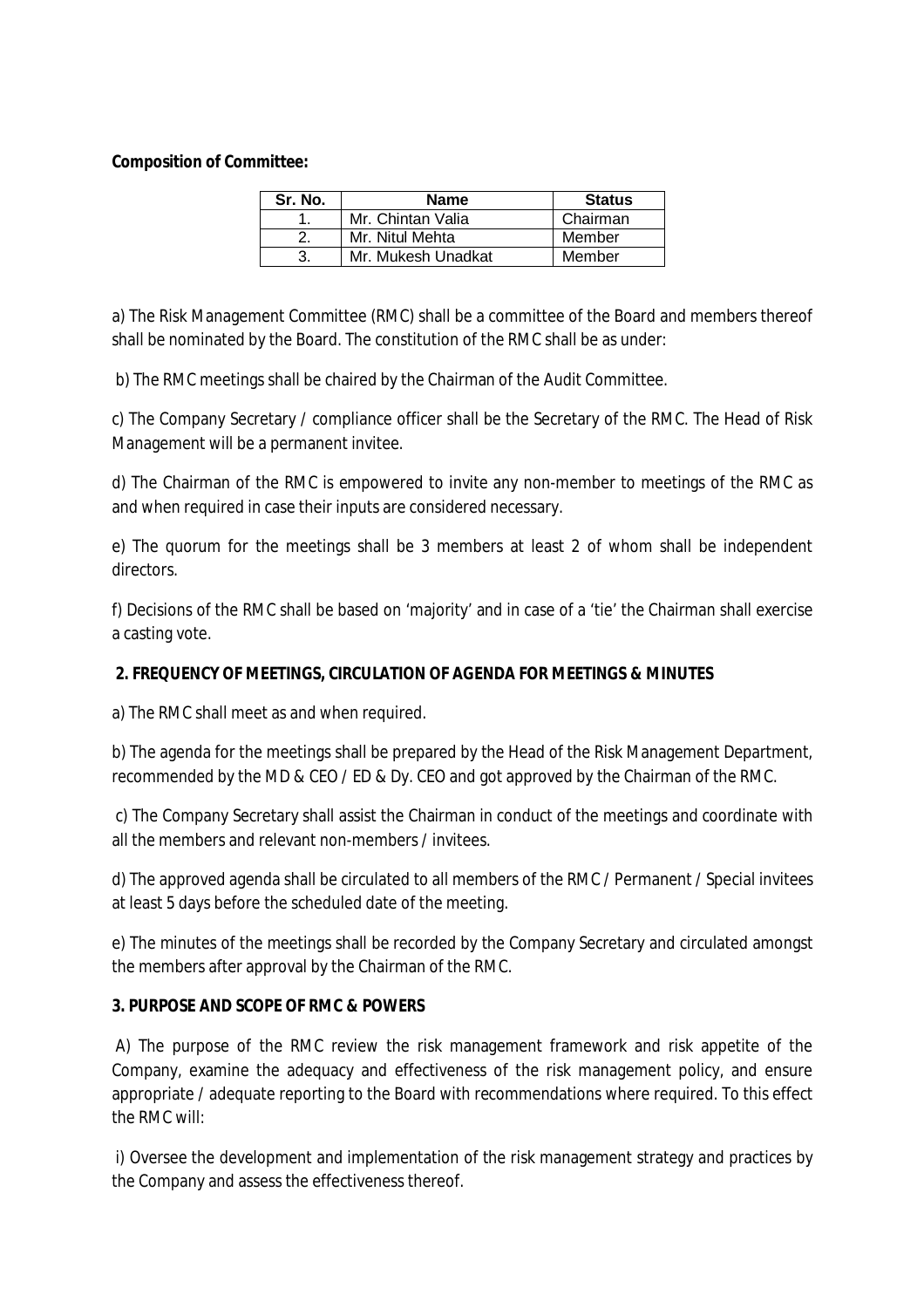**Composition of Committee:**

| Sr. No. | Name | Status |
|---|---|---|
| 1. | Mr. Chintan Valia | Chairman |
| 2. | Mr. Nitul Mehta | Member |
| 3. | Mr. Mukesh Unadkat | Member |

a) The Risk Management Committee (RMC) shall be a committee of the Board and members thereof shall be nominated by the Board. The constitution of the RMC shall be as under:

b) The RMC meetings shall be chaired by the Chairman of the Audit Committee.

c) The Company Secretary / compliance officer shall be the Secretary of the RMC. The Head of Risk Management will be a permanent invitee.

d) The Chairman of the RMC is empowered to invite any non-member to meetings of the RMC as and when required in case their inputs are considered necessary.

e) The quorum for the meetings shall be 3 members at least 2 of whom shall be independent directors.

f) Decisions of the RMC shall be based on 'majority' and in case of a 'tie' the Chairman shall exercise a casting vote.

**2. FREQUENCY OF MEETINGS, CIRCULATION OF AGENDA FOR MEETINGS & MINUTES**

a) The RMC shall meet as and when required.

b) The agenda for the meetings shall be prepared by the Head of the Risk Management Department, recommended by the MD & CEO / ED & Dy. CEO and got approved by the Chairman of the RMC.

c) The Company Secretary shall assist the Chairman in conduct of the meetings and coordinate with all the members and relevant non-members / invitees.

d) The approved agenda shall be circulated to all members of the RMC / Permanent / Special invitees at least 5 days before the scheduled date of the meeting.

e) The minutes of the meetings shall be recorded by the Company Secretary and circulated amongst the members after approval by the Chairman of the RMC.

**3. PURPOSE AND SCOPE OF RMC & POWERS**

A) The purpose of the RMC review the risk management framework and risk appetite of the Company, examine the adequacy and effectiveness of the risk management policy, and ensure appropriate / adequate reporting to the Board with recommendations where required. To this effect the RMC will:

i) Oversee the development and implementation of the risk management strategy and practices by the Company and assess the effectiveness thereof.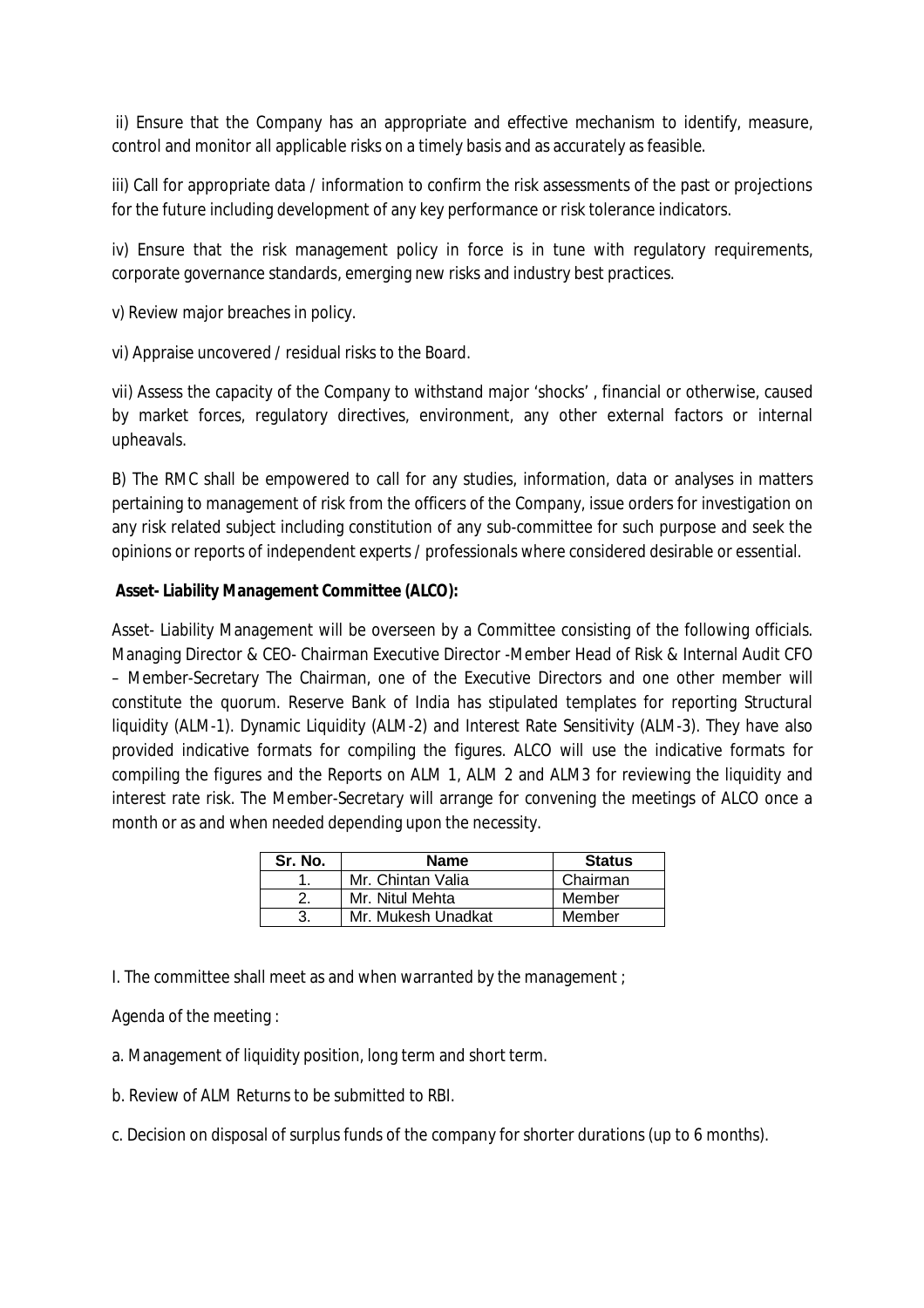ii) Ensure that the Company has an appropriate and effective mechanism to identify, measure, control and monitor all applicable risks on a timely basis and as accurately as feasible.

iii) Call for appropriate data / information to confirm the risk assessments of the past or projections for the future including development of any key performance or risk tolerance indicators.

iv) Ensure that the risk management policy in force is in tune with regulatory requirements, corporate governance standards, emerging new risks and industry best practices.

v) Review major breaches in policy.

vi) Appraise uncovered / residual risks to the Board.

vii) Assess the capacity of the Company to withstand major 'shocks' , financial or otherwise, caused by market forces, regulatory directives, environment, any other external factors or internal upheavals.

B) The RMC shall be empowered to call for any studies, information, data or analyses in matters pertaining to management of risk from the officers of the Company, issue orders for investigation on any risk related subject including constitution of any sub-committee for such purpose and seek the opinions or reports of independent experts / professionals where considered desirable or essential.

**Asset- Liability Management Committee (ALCO):**

Asset- Liability Management will be overseen by a Committee consisting of the following officials. Managing Director & CEO- Chairman Executive Director -Member Head of Risk & Internal Audit CFO – Member-Secretary The Chairman, one of the Executive Directors and one other member will constitute the quorum. Reserve Bank of India has stipulated templates for reporting Structural liquidity (ALM-1). Dynamic Liquidity (ALM-2) and Interest Rate Sensitivity (ALM-3). They have also provided indicative formats for compiling the figures. ALCO will use the indicative formats for compiling the figures and the Reports on ALM 1, ALM 2 and ALM3 for reviewing the liquidity and interest rate risk. The Member-Secretary will arrange for convening the meetings of ALCO once a month or as and when needed depending upon the necessity.

| Sr. No. | Name | Status |
|---|---|---|
| 1. | Mr. Chintan Valia | Chairman |
| 2. | Mr. Nitul Mehta | Member |
| 3. | Mr. Mukesh Unadkat | Member |

I. The committee shall meet as and when warranted by the management ;

Agenda of the meeting :

a. Management of liquidity position, long term and short term.

b. Review of ALM Returns to be submitted to RBI.

c. Decision on disposal of surplus funds of the company for shorter durations (up to 6 months).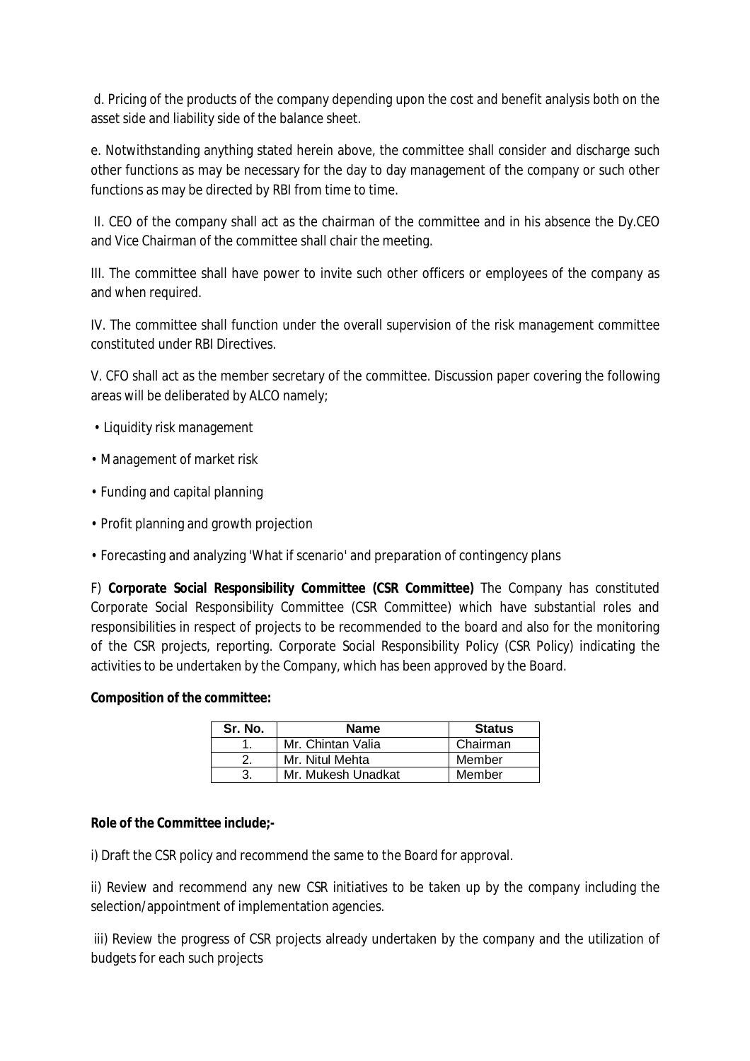d. Pricing of the products of the company depending upon the cost and benefit analysis both on the asset side and liability side of the balance sheet.

e. Notwithstanding anything stated herein above, the committee shall consider and discharge such other functions as may be necessary for the day to day management of the company or such other functions as may be directed by RBI from time to time.

II. CEO of the company shall act as the chairman of the committee and in his absence the Dy.CEO and Vice Chairman of the committee shall chair the meeting.

III. The committee shall have power to invite such other officers or employees of the company as and when required.

IV. The committee shall function under the overall supervision of the risk management committee constituted under RBI Directives.

V. CFO shall act as the member secretary of the committee. Discussion paper covering the following areas will be deliberated by ALCO namely;

- Liquidity risk management
- Management of market risk
- Funding and capital planning
- Profit planning and growth projection
- Forecasting and analyzing 'What if scenario' and preparation of contingency plans

F) **Corporate Social Responsibility Committee (CSR Committee)** The Company has constituted Corporate Social Responsibility Committee (CSR Committee) which have substantial roles and responsibilities in respect of projects to be recommended to the board and also for the monitoring of the CSR projects, reporting. Corporate Social Responsibility Policy (CSR Policy) indicating the activities to be undertaken by the Company, which has been approved by the Board.

**Composition of the committee:**

| Sr. No. | Name | Status |
|---|---|---|
| 1. | Mr. Chintan Valia | Chairman |
| 2. | Mr. Nitul Mehta | Member |
| 3. | Mr. Mukesh Unadkat | Member |

**Role of the Committee include;-**

i) Draft the CSR policy and recommend the same to the Board for approval.

ii) Review and recommend any new CSR initiatives to be taken up by the company including the selection/appointment of implementation agencies.

iii) Review the progress of CSR projects already undertaken by the company and the utilization of budgets for each such projects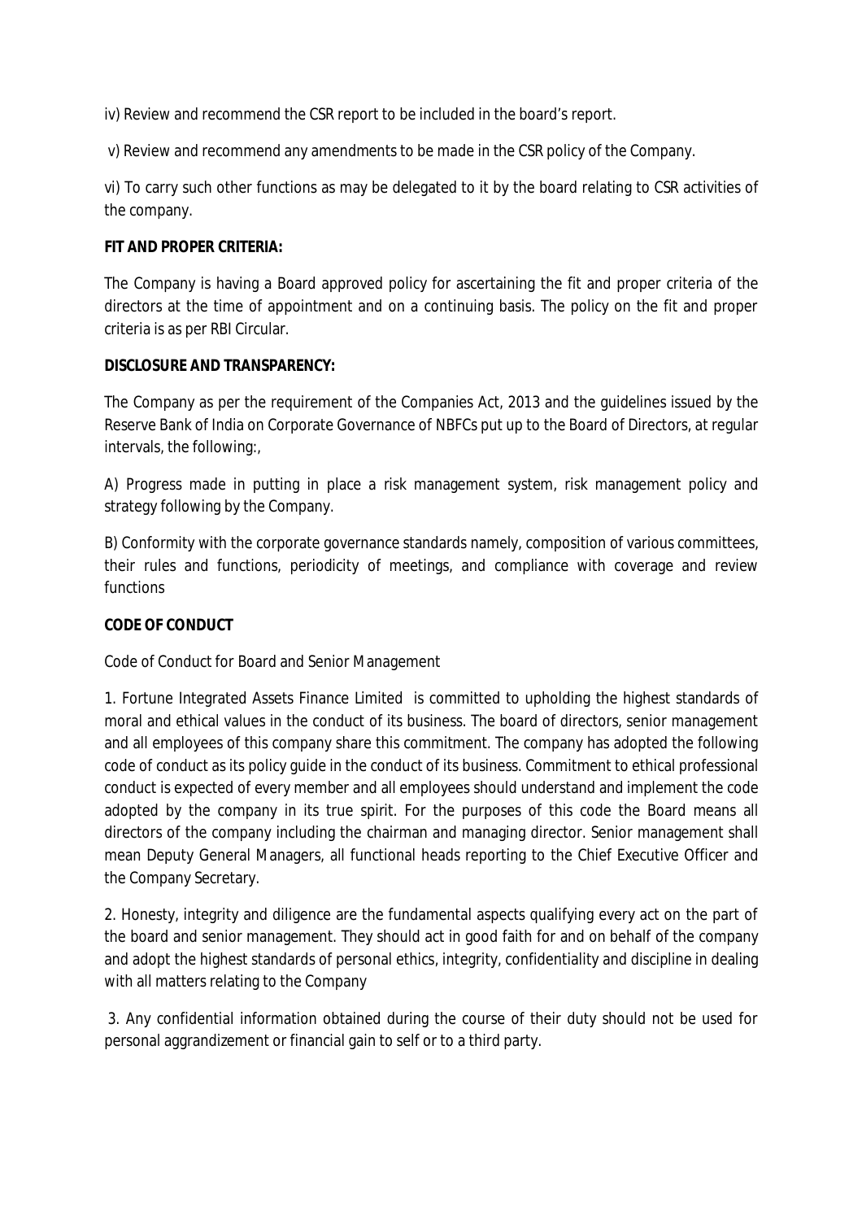iv) Review and recommend the CSR report to be included in the board's report.

v) Review and recommend any amendments to be made in the CSR policy of the Company.

vi) To carry such other functions as may be delegated to it by the board relating to CSR activities of the company.

**FIT AND PROPER CRITERIA:**

The Company is having a Board approved policy for ascertaining the fit and proper criteria of the directors at the time of appointment and on a continuing basis. The policy on the fit and proper criteria is as per RBI Circular.

**DISCLOSURE AND TRANSPARENCY:**

The Company as per the requirement of the Companies Act, 2013 and the guidelines issued by the Reserve Bank of India on Corporate Governance of NBFCs put up to the Board of Directors, at regular intervals, the following:,

A) Progress made in putting in place a risk management system, risk management policy and strategy following by the Company.

B) Conformity with the corporate governance standards namely, composition of various committees, their rules and functions, periodicity of meetings, and compliance with coverage and review functions

**CODE OF CONDUCT**

Code of Conduct for Board and Senior Management

1. Fortune Integrated Assets Finance Limited is committed to upholding the highest standards of moral and ethical values in the conduct of its business. The board of directors, senior management and all employees of this company share this commitment. The company has adopted the following code of conduct as its policy guide in the conduct of its business. Commitment to ethical professional conduct is expected of every member and all employees should understand and implement the code adopted by the company in its true spirit. For the purposes of this code the Board means all directors of the company including the chairman and managing director. Senior management shall mean Deputy General Managers, all functional heads reporting to the Chief Executive Officer and the Company Secretary.

2. Honesty, integrity and diligence are the fundamental aspects qualifying every act on the part of the board and senior management. They should act in good faith for and on behalf of the company and adopt the highest standards of personal ethics, integrity, confidentiality and discipline in dealing with all matters relating to the Company

3. Any confidential information obtained during the course of their duty should not be used for personal aggrandizement or financial gain to self or to a third party.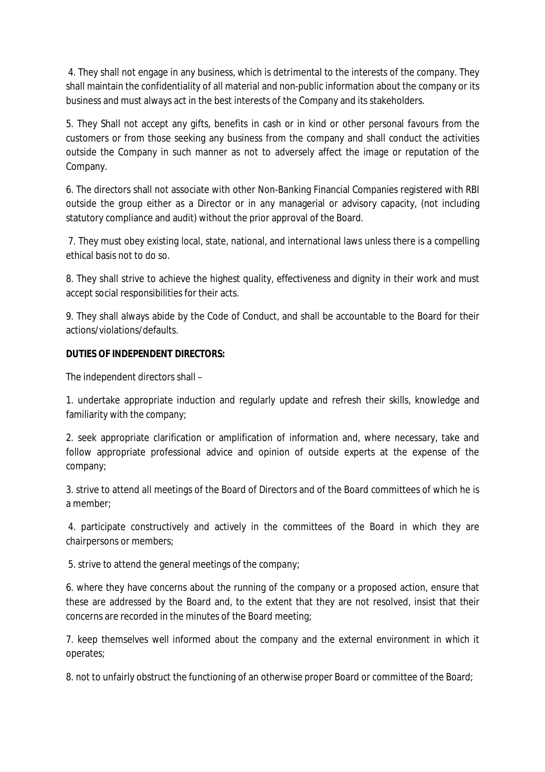4. They shall not engage in any business, which is detrimental to the interests of the company. They shall maintain the confidentiality of all material and non-public information about the company or its business and must always act in the best interests of the Company and its stakeholders.

5. They Shall not accept any gifts, benefits in cash or in kind or other personal favours from the customers or from those seeking any business from the company and shall conduct the activities outside the Company in such manner as not to adversely affect the image or reputation of the Company.

6. The directors shall not associate with other Non-Banking Financial Companies registered with RBI outside the group either as a Director or in any managerial or advisory capacity, (not including statutory compliance and audit) without the prior approval of the Board.

7. They must obey existing local, state, national, and international laws unless there is a compelling ethical basis not to do so.

8. They shall strive to achieve the highest quality, effectiveness and dignity in their work and must accept social responsibilities for their acts.

9. They shall always abide by the Code of Conduct, and shall be accountable to the Board for their actions/violations/defaults.

**DUTIES OF INDEPENDENT DIRECTORS:**

The independent directors shall –

1. undertake appropriate induction and regularly update and refresh their skills, knowledge and familiarity with the company;

2. seek appropriate clarification or amplification of information and, where necessary, take and follow appropriate professional advice and opinion of outside experts at the expense of the company;

3. strive to attend all meetings of the Board of Directors and of the Board committees of which he is a member;

4. participate constructively and actively in the committees of the Board in which they are chairpersons or members;

5. strive to attend the general meetings of the company;

6. where they have concerns about the running of the company or a proposed action, ensure that these are addressed by the Board and, to the extent that they are not resolved, insist that their concerns are recorded in the minutes of the Board meeting;

7. keep themselves well informed about the company and the external environment in which it operates;

8. not to unfairly obstruct the functioning of an otherwise proper Board or committee of the Board;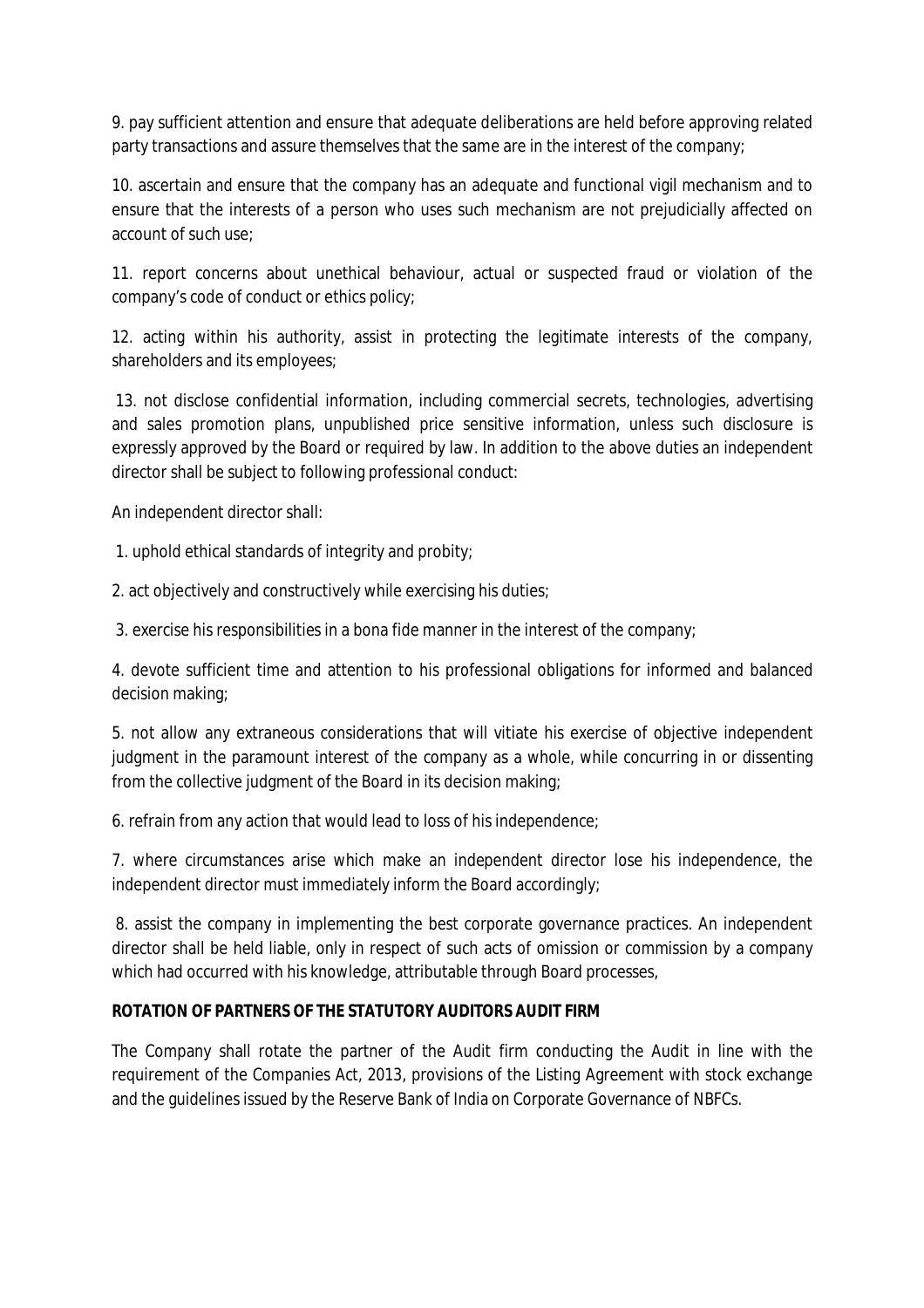9. pay sufficient attention and ensure that adequate deliberations are held before approving related party transactions and assure themselves that the same are in the interest of the company;

10. ascertain and ensure that the company has an adequate and functional vigil mechanism and to ensure that the interests of a person who uses such mechanism are not prejudicially affected on account of such use;

11. report concerns about unethical behaviour, actual or suspected fraud or violation of the company's code of conduct or ethics policy;

12. acting within his authority, assist in protecting the legitimate interests of the company, shareholders and its employees;

13. not disclose confidential information, including commercial secrets, technologies, advertising and sales promotion plans, unpublished price sensitive information, unless such disclosure is expressly approved by the Board or required by law. In addition to the above duties an independent director shall be subject to following professional conduct:

An independent director shall:

1. uphold ethical standards of integrity and probity;

2. act objectively and constructively while exercising his duties;

3. exercise his responsibilities in a bona fide manner in the interest of the company;

4. devote sufficient time and attention to his professional obligations for informed and balanced decision making;

5. not allow any extraneous considerations that will vitiate his exercise of objective independent judgment in the paramount interest of the company as a whole, while concurring in or dissenting from the collective judgment of the Board in its decision making;

6. refrain from any action that would lead to loss of his independence;

7. where circumstances arise which make an independent director lose his independence, the independent director must immediately inform the Board accordingly;

8. assist the company in implementing the best corporate governance practices. An independent director shall be held liable, only in respect of such acts of omission or commission by a company which had occurred with his knowledge, attributable through Board processes,

**ROTATION OF PARTNERS OF THE STATUTORY AUDITORS AUDIT FIRM**

The Company shall rotate the partner of the Audit firm conducting the Audit in line with the requirement of the Companies Act, 2013, provisions of the Listing Agreement with stock exchange and the guidelines issued by the Reserve Bank of India on Corporate Governance of NBFCs.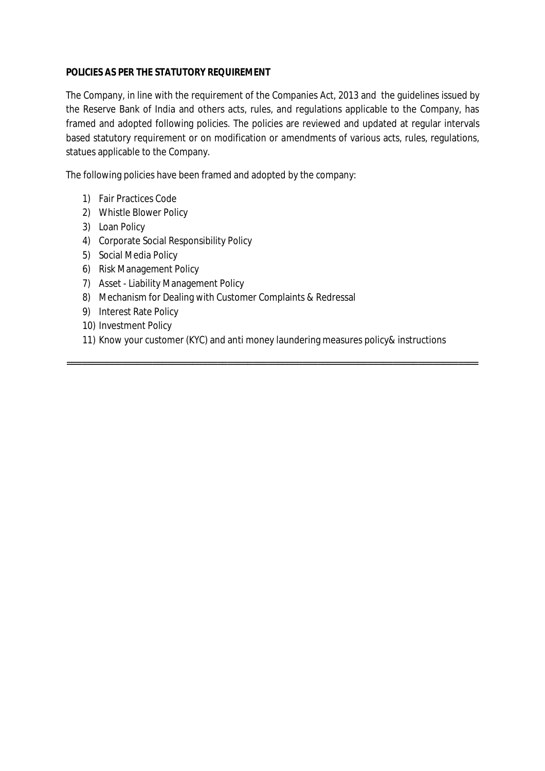**POLICIES AS PER THE STATUTORY REQUIREMENT**

The Company, in line with the requirement of the Companies Act, 2013 and the guidelines issued by the Reserve Bank of India and others acts, rules, and regulations applicable to the Company, has framed and adopted following policies. The policies are reviewed and updated at regular intervals based statutory requirement or on modification or amendments of various acts, rules, regulations, statues applicable to the Company.

The following policies have been framed and adopted by the company:

1) Fair Practices Code
2) Whistle Blower Policy
3) Loan Policy
4) Corporate Social Responsibility Policy
5) Social Media Policy
6) Risk Management Policy
7) Asset - Liability Management Policy
8) Mechanism for Dealing with Customer Complaints & Redressal
9) Interest Rate Policy
10) Investment Policy
11) Know your customer (KYC) and anti money laundering measures policy& instructions

---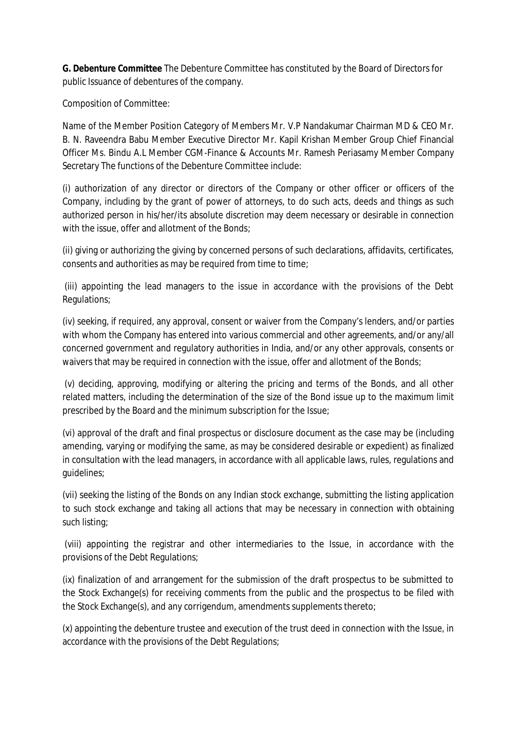**G. Debenture Committee** The Debenture Committee has constituted by the Board of Directors for public Issuance of debentures of the company.

Composition of Committee:

Name of the Member Position Category of Members Mr. V.P Nandakumar Chairman MD & CEO Mr. B. N. Raveendra Babu Member Executive Director Mr. Kapil Krishan Member Group Chief Financial Officer Ms. Bindu A.L Member CGM-Finance & Accounts Mr. Ramesh Periasamy Member Company Secretary The functions of the Debenture Committee include:

(i) authorization of any director or directors of the Company or other officer or officers of the Company, including by the grant of power of attorneys, to do such acts, deeds and things as such authorized person in his/her/its absolute discretion may deem necessary or desirable in connection with the issue, offer and allotment of the Bonds;

(ii) giving or authorizing the giving by concerned persons of such declarations, affidavits, certificates, consents and authorities as may be required from time to time;

(iii) appointing the lead managers to the issue in accordance with the provisions of the Debt Regulations;

(iv) seeking, if required, any approval, consent or waiver from the Company's lenders, and/or parties with whom the Company has entered into various commercial and other agreements, and/or any/all concerned government and regulatory authorities in India, and/or any other approvals, consents or waivers that may be required in connection with the issue, offer and allotment of the Bonds;

(v) deciding, approving, modifying or altering the pricing and terms of the Bonds, and all other related matters, including the determination of the size of the Bond issue up to the maximum limit prescribed by the Board and the minimum subscription for the Issue;

(vi) approval of the draft and final prospectus or disclosure document as the case may be (including amending, varying or modifying the same, as may be considered desirable or expedient) as finalized in consultation with the lead managers, in accordance with all applicable laws, rules, regulations and guidelines;

(vii) seeking the listing of the Bonds on any Indian stock exchange, submitting the listing application to such stock exchange and taking all actions that may be necessary in connection with obtaining such listing;

(viii) appointing the registrar and other intermediaries to the Issue, in accordance with the provisions of the Debt Regulations;

(ix) finalization of and arrangement for the submission of the draft prospectus to be submitted to the Stock Exchange(s) for receiving comments from the public and the prospectus to be filed with the Stock Exchange(s), and any corrigendum, amendments supplements thereto;

(x) appointing the debenture trustee and execution of the trust deed in connection with the Issue, in accordance with the provisions of the Debt Regulations;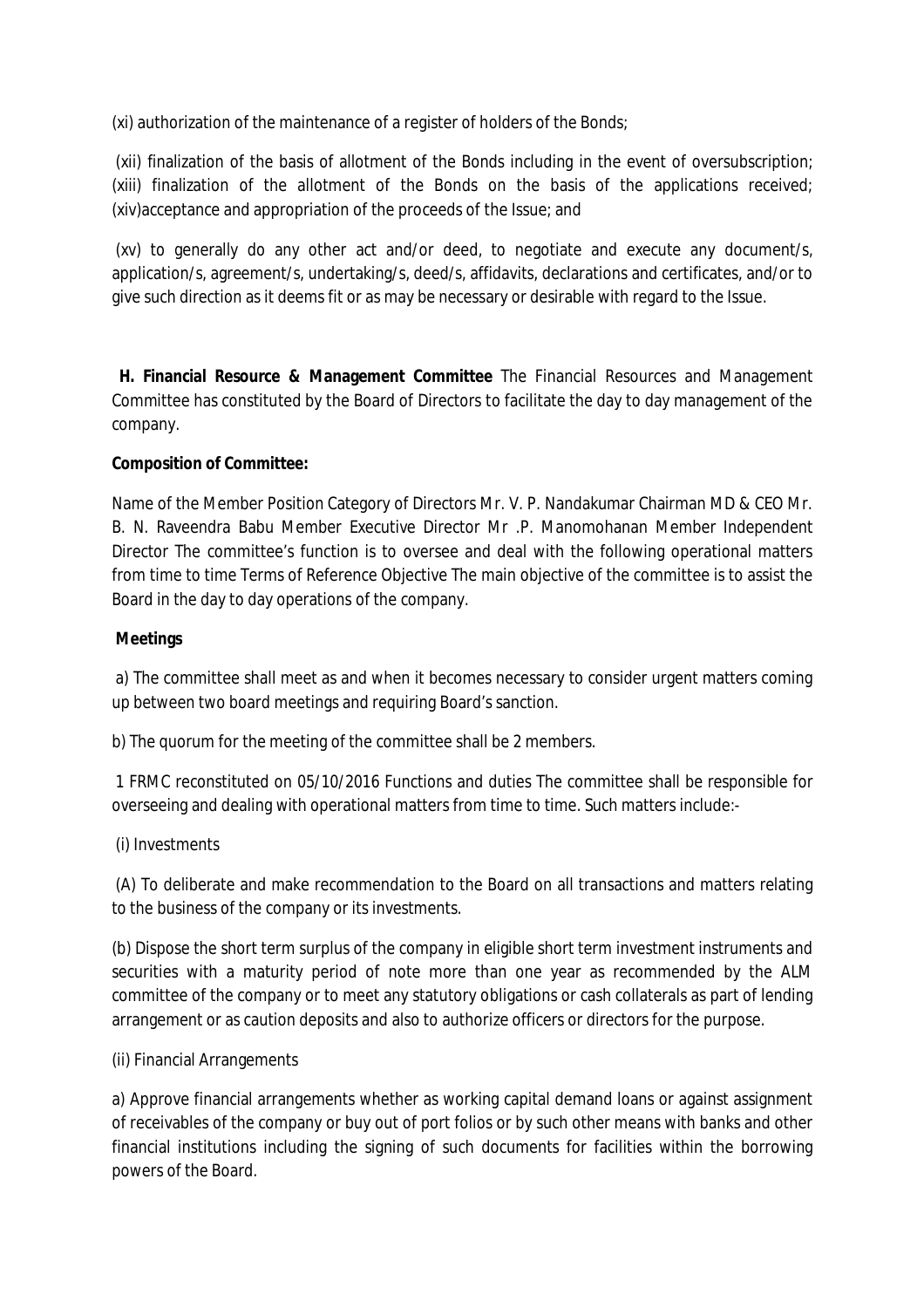(xi) authorization of the maintenance of a register of holders of the Bonds;

(xii) finalization of the basis of allotment of the Bonds including in the event of oversubscription; (xiii) finalization of the allotment of the Bonds on the basis of the applications received; (xiv)acceptance and appropriation of the proceeds of the Issue; and

(xv) to generally do any other act and/or deed, to negotiate and execute any document/s, application/s, agreement/s, undertaking/s, deed/s, affidavits, declarations and certificates, and/or to give such direction as it deems fit or as may be necessary or desirable with regard to the Issue.

**H. Financial Resource & Management Committee** The Financial Resources and Management Committee has constituted by the Board of Directors to facilitate the day to day management of the company.

**Composition of Committee:**

Name of the Member Position Category of Directors Mr. V. P. Nandakumar Chairman MD & CEO Mr. B. N. Raveendra Babu Member Executive Director Mr .P. Manomohanan Member Independent Director The committee's function is to oversee and deal with the following operational matters from time to time Terms of Reference Objective The main objective of the committee is to assist the Board in the day to day operations of the company.

**Meetings**

a) The committee shall meet as and when it becomes necessary to consider urgent matters coming up between two board meetings and requiring Board's sanction.

b) The quorum for the meeting of the committee shall be 2 members.

1 FRMC reconstituted on 05/10/2016 Functions and duties The committee shall be responsible for overseeing and dealing with operational matters from time to time. Such matters include:-

(i) Investments

(A) To deliberate and make recommendation to the Board on all transactions and matters relating to the business of the company or its investments.

(b) Dispose the short term surplus of the company in eligible short term investment instruments and securities with a maturity period of note more than one year as recommended by the ALM committee of the company or to meet any statutory obligations or cash collaterals as part of lending arrangement or as caution deposits and also to authorize officers or directors for the purpose.

(ii) Financial Arrangements

a) Approve financial arrangements whether as working capital demand loans or against assignment of receivables of the company or buy out of port folios or by such other means with banks and other financial institutions including the signing of such documents for facilities within the borrowing powers of the Board.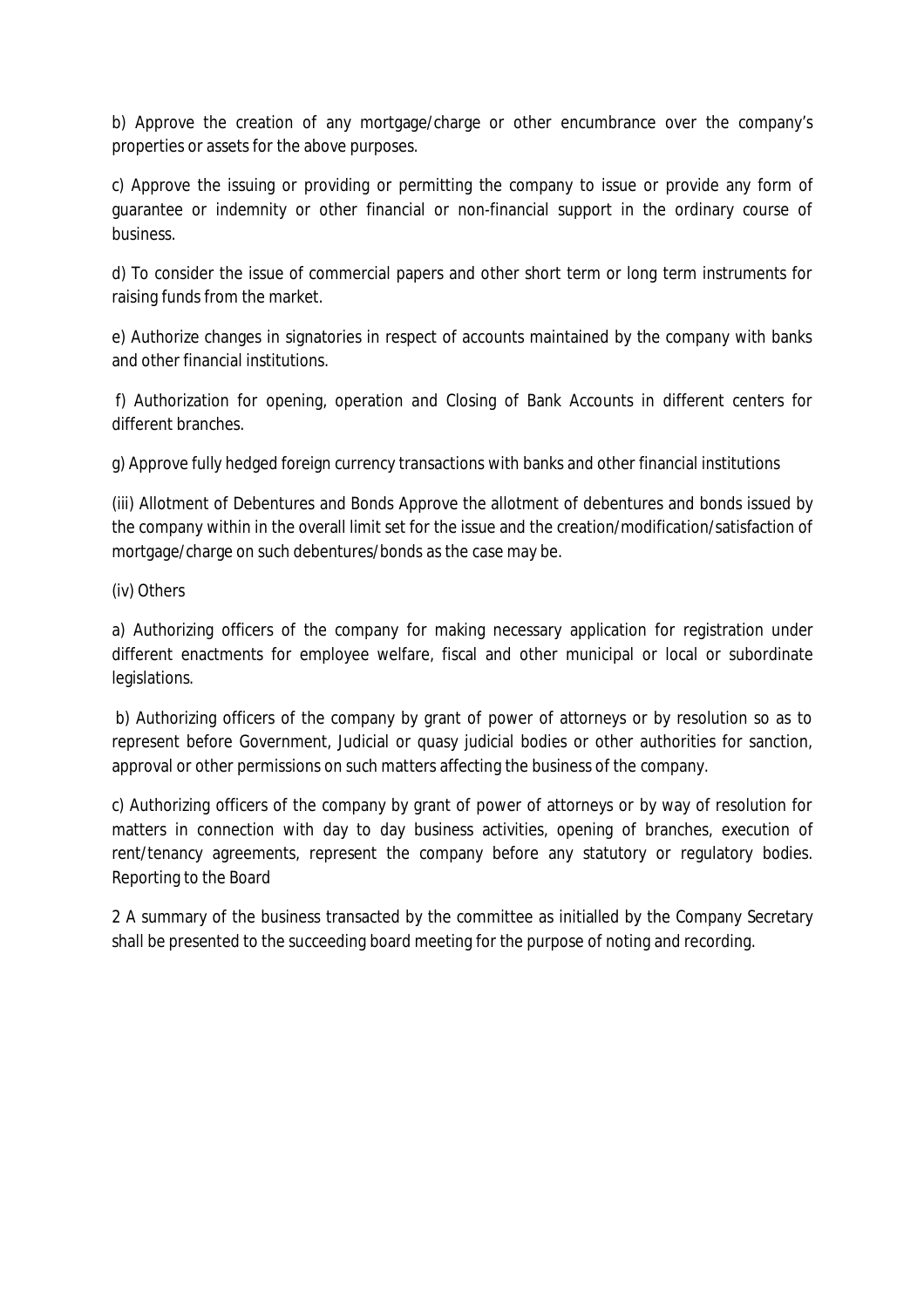b) Approve the creation of any mortgage/charge or other encumbrance over the company's properties or assets for the above purposes.

c) Approve the issuing or providing or permitting the company to issue or provide any form of guarantee or indemnity or other financial or non-financial support in the ordinary course of business.

d) To consider the issue of commercial papers and other short term or long term instruments for raising funds from the market.

e) Authorize changes in signatories in respect of accounts maintained by the company with banks and other financial institutions.

f) Authorization for opening, operation and Closing of Bank Accounts in different centers for different branches.

g) Approve fully hedged foreign currency transactions with banks and other financial institutions

(iii) Allotment of Debentures and Bonds Approve the allotment of debentures and bonds issued by the company within in the overall limit set for the issue and the creation/modification/satisfaction of mortgage/charge on such debentures/bonds as the case may be.

(iv) Others

a) Authorizing officers of the company for making necessary application for registration under different enactments for employee welfare, fiscal and other municipal or local or subordinate legislations.

b) Authorizing officers of the company by grant of power of attorneys or by resolution so as to represent before Government, Judicial or quasy judicial bodies or other authorities for sanction, approval or other permissions on such matters affecting the business of the company.

c) Authorizing officers of the company by grant of power of attorneys or by way of resolution for matters in connection with day to day business activities, opening of branches, execution of rent/tenancy agreements, represent the company before any statutory or regulatory bodies. Reporting to the Board

2 A summary of the business transacted by the committee as initialled by the Company Secretary shall be presented to the succeeding board meeting for the purpose of noting and recording.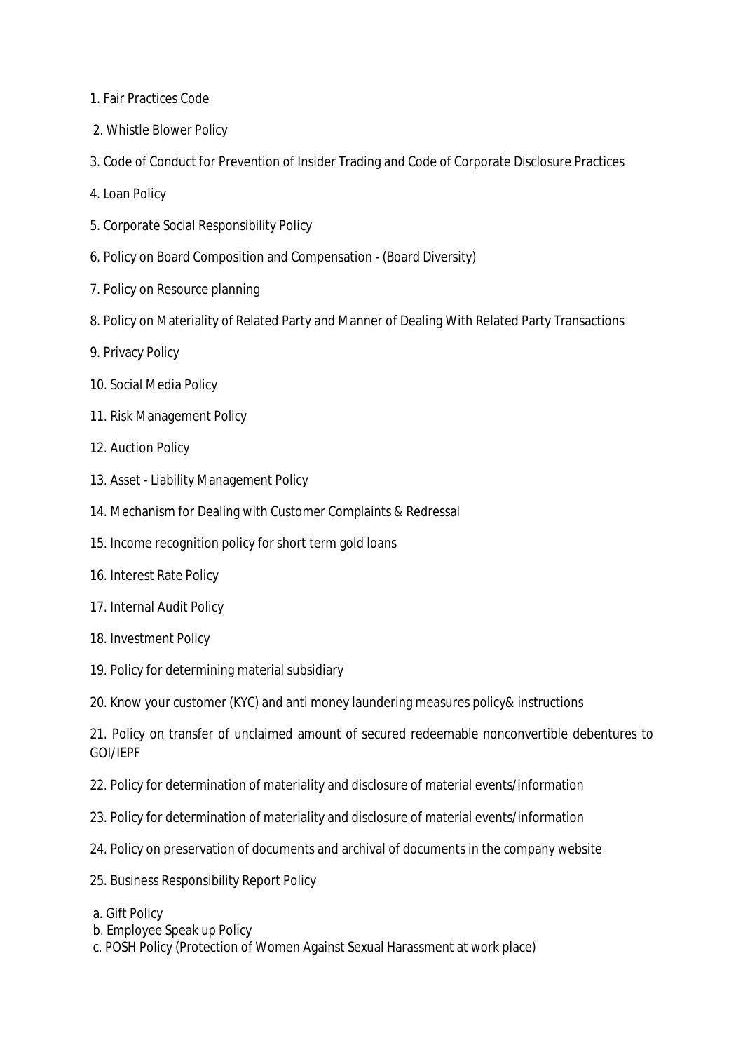1. Fair Practices Code

2. Whistle Blower Policy

3. Code of Conduct for Prevention of Insider Trading and Code of Corporate Disclosure Practices

4. Loan Policy

5. Corporate Social Responsibility Policy

6. Policy on Board Composition and Compensation - (Board Diversity)

7. Policy on Resource planning

8. Policy on Materiality of Related Party and Manner of Dealing With Related Party Transactions

9. Privacy Policy

10. Social Media Policy

11. Risk Management Policy

12. Auction Policy

13. Asset - Liability Management Policy

14. Mechanism for Dealing with Customer Complaints & Redressal

15. Income recognition policy for short term gold loans

16. Interest Rate Policy

17. Internal Audit Policy

18. Investment Policy

19. Policy for determining material subsidiary

20. Know your customer (KYC) and anti money laundering measures policy& instructions

21. Policy on transfer of unclaimed amount of secured redeemable nonconvertible debentures to GOI/IEPF

22. Policy for determination of materiality and disclosure of material events/information

23. Policy for determination of materiality and disclosure of material events/information

24. Policy on preservation of documents and archival of documents in the company website

25. Business Responsibility Report Policy

a. Gift Policy
b. Employee Speak up Policy
c. POSH Policy (Protection of Women Against Sexual Harassment at work place)